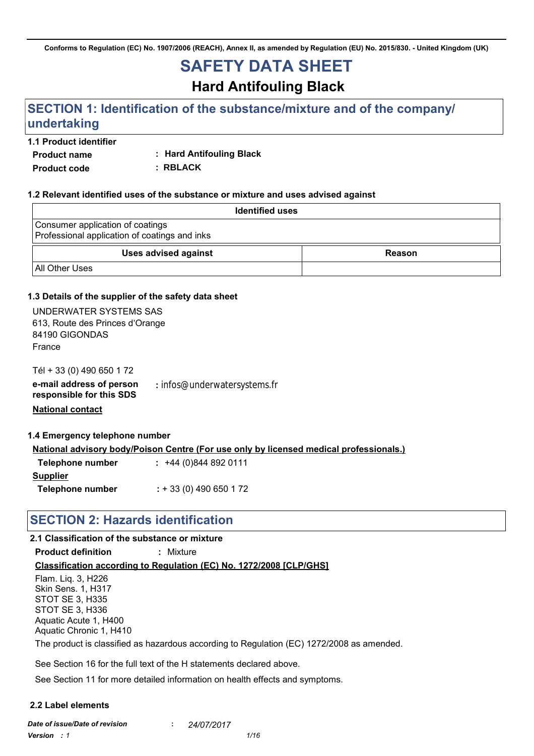Conforms to Regulation (EC) No. 1907/2006 (REACH), Annex II, as amended by Regulation (EU) No. 2015/830. - United Kingdom (UK)

# SAFETY DATA SHEET

## Hard Antifouling Black

## SECTION 1: Identification of the substance/mixture and of the company/ undertaking

### 1.1 Product identifier

**Product name** : **Hard Antifouling Black**

**Product code** : **RBLACK**

### 1.2 Relevant identified uses of the substance or mixture and uses advised against

| Identified uses |
| --- |
| Consumer application of coatings<br>Professional application of coatings and inks |

| Uses advised against | Reason |
| --- | --- |
| All Other Uses | |

### 1.3 Details of the supplier of the safety data sheet

UNDERWATER SYSTEMS SAS
613, Route des Princes d'Orange
84190 GIGONDAS
France

Tél + 33 (0) 490 650 1 72

**e-mail address of person responsible for this SDS** : infos@underwatersystems.fr

**National contact**

### 1.4 Emergency telephone number

**National advisory body/Poison Centre (For use only by licensed medical professionals.)**

**Telephone number** : +44 (0)844 892 0111

**Supplier**

**Telephone number** : + 33 (0) 490 650 1 72

## SECTION 2: Hazards identification

### 2.1 Classification of the substance or mixture

**Product definition** : Mixture

**Classification according to Regulation (EC) No. 1272/2008 [CLP/GHS]**

Flam. Liq. 3, H226
Skin Sens. 1, H317
STOT SE 3, H335
STOT SE 3, H336
Aquatic Acute 1, H400
Aquatic Chronic 1, H410

The product is classified as hazardous according to Regulation (EC) 1272/2008 as amended.

See Section 16 for the full text of the H statements declared above.

See Section 11 for more detailed information on health effects and symptoms.

### 2.2 Label elements

*Date of issue/Date of revision* : *24/07/2017*

*Version : 1*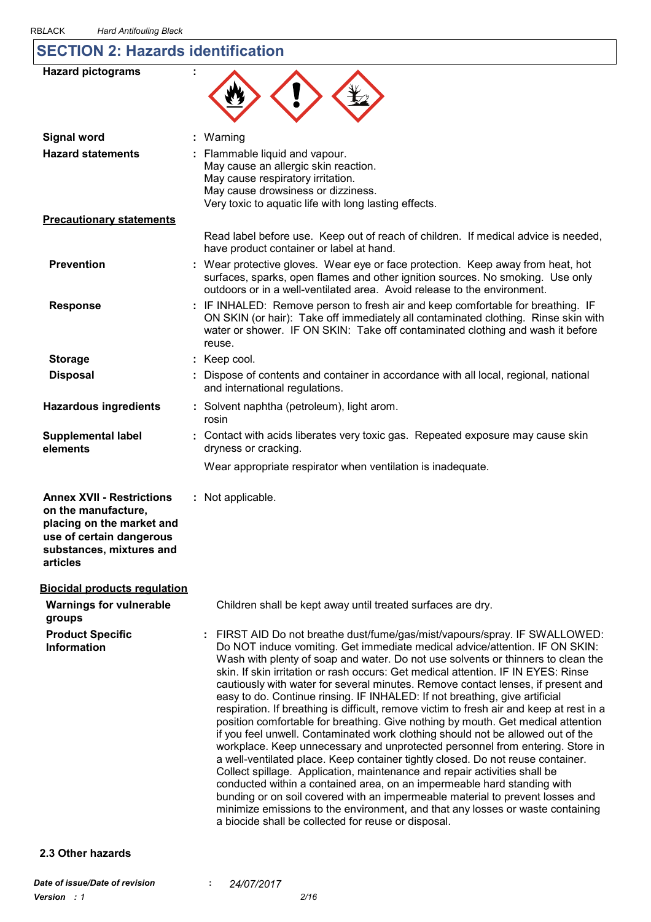## SECTION 2: Hazards identification

| | |
|---|---|
| **Hazard pictograms** | : |
| **Signal word** | : Warning |
| **Hazard statements** | : Flammable liquid and vapour.<br>May cause an allergic skin reaction.<br>May cause respiratory irritation.<br>May cause drowsiness or dizziness.<br>Very toxic to aquatic life with long lasting effects. |

**Precautionary statements**

Read label before use. Keep out of reach of children. If medical advice is needed, have product container or label at hand.

| | |
|---|---|
| **Prevention** | : Wear protective gloves. Wear eye or face protection. Keep away from heat, hot surfaces, sparks, open flames and other ignition sources. No smoking. Use only outdoors or in a well-ventilated area. Avoid release to the environment. |
| **Response** | : IF INHALED: Remove person to fresh air and keep comfortable for breathing. IF ON SKIN (or hair): Take off immediately all contaminated clothing. Rinse skin with water or shower. IF ON SKIN: Take off contaminated clothing and wash it before reuse. |
| **Storage** | : Keep cool. |
| **Disposal** | : Dispose of contents and container in accordance with all local, regional, national and international regulations. |
| **Hazardous ingredients** | : Solvent naphtha (petroleum), light arom.<br>rosin |
| **Supplemental label elements** | : Contact with acids liberates very toxic gas. Repeated exposure may cause skin dryness or cracking.<br><br>Wear appropriate respirator when ventilation is inadequate. |
| **Annex XVII - Restrictions on the manufacture, placing on the market and use of certain dangerous substances, mixtures and articles** | : Not applicable. |

**Biocidal products regulation**

| | |
|---|---|
| **Warnings for vulnerable groups** | Children shall be kept away until treated surfaces are dry. |
| **Product Specific Information** | : FIRST AID Do not breathe dust/fume/gas/mist/vapours/spray. IF SWALLOWED: Do NOT induce vomiting. Get immediate medical advice/attention. IF ON SKIN: Wash with plenty of soap and water. Do not use solvents or thinners to clean the skin. If skin irritation or rash occurs: Get medical attention. IF IN EYES: Rinse cautiously with water for several minutes. Remove contact lenses, if present and easy to do. Continue rinsing. IF INHALED: If not breathing, give artificial respiration. If breathing is difficult, remove victim to fresh air and keep at rest in a position comfortable for breathing. Give nothing by mouth. Get medical attention if you feel unwell. Contaminated work clothing should not be allowed out of the workplace. Keep unnecessary and unprotected personnel from entering. Store in a well-ventilated place. Keep container tightly closed. Do not reuse container. Collect spillage. Application, maintenance and repair activities shall be conducted within a contained area, on an impermeable hard standing with bunding or on soil covered with an impermeable material to prevent losses and minimize emissions to the environment, and that any losses or waste containing a biocide shall be collected for reuse or disposal. |

### 2.3 Other hazards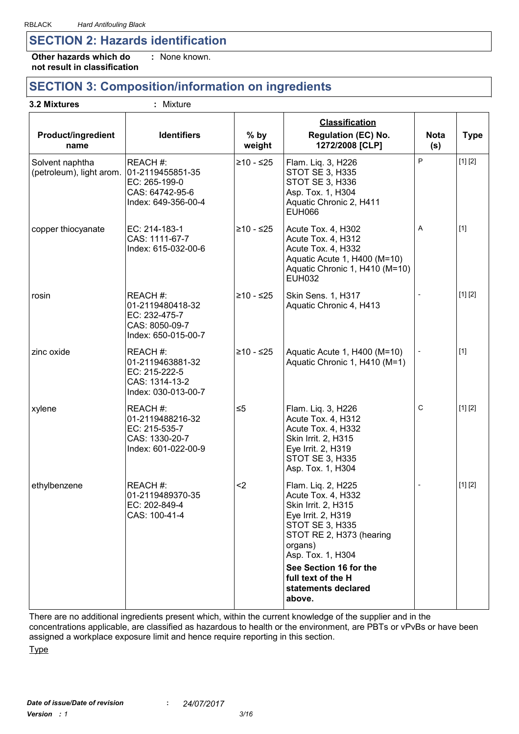## SECTION 2: Hazards identification

**Other hazards which do not result in classification** : None known.

## SECTION 3: Composition/information on ingredients

**3.2 Mixtures** : Mixture

| Product/ingredient name | Identifiers | % by weight | Classification Regulation (EC) No. 1272/2008 [CLP] | Nota (s) | Type |
|---|---|---|---|---|---|
| Solvent naphtha (petroleum), light arom. | REACH #: 01-2119455851-35<br>EC: 265-199-0<br>CAS: 64742-95-6<br>Index: 649-356-00-4 | ≥10 - ≤25 | Flam. Liq. 3, H226<br>STOT SE 3, H335<br>STOT SE 3, H336<br>Asp. Tox. 1, H304<br>Aquatic Chronic 2, H411<br>EUH066 | P | [1] [2] |
| copper thiocyanate | EC: 214-183-1<br>CAS: 1111-67-7<br>Index: 615-032-00-6 | ≥10 - ≤25 | Acute Tox. 4, H302<br>Acute Tox. 4, H312<br>Acute Tox. 4, H332<br>Aquatic Acute 1, H400 (M=10)<br>Aquatic Chronic 1, H410 (M=10)<br>EUH032 | A | [1] |
| rosin | REACH #: 01-2119480418-32<br>EC: 232-475-7<br>CAS: 8050-09-7<br>Index: 650-015-00-7 | ≥10 - ≤25 | Skin Sens. 1, H317<br>Aquatic Chronic 4, H413 | - | [1] [2] |
| zinc oxide | REACH #: 01-2119463881-32<br>EC: 215-222-5<br>CAS: 1314-13-2<br>Index: 030-013-00-7 | ≥10 - ≤25 | Aquatic Acute 1, H400 (M=10)<br>Aquatic Chronic 1, H410 (M=1) | - | [1] |
| xylene | REACH #: 01-2119488216-32<br>EC: 215-535-7<br>CAS: 1330-20-7<br>Index: 601-022-00-9 | ≤5 | Flam. Liq. 3, H226<br>Acute Tox. 4, H312<br>Acute Tox. 4, H332<br>Skin Irrit. 2, H315<br>Eye Irrit. 2, H319<br>STOT SE 3, H335<br>Asp. Tox. 1, H304 | C | [1] [2] |
| ethylbenzene | REACH #: 01-2119489370-35<br>EC: 202-849-4<br>CAS: 100-41-4 | <2 | Flam. Liq. 2, H225<br>Acute Tox. 4, H332<br>Skin Irrit. 2, H315<br>Eye Irrit. 2, H319<br>STOT SE 3, H335<br>STOT RE 2, H373 (hearing organs)<br>Asp. Tox. 1, H304<br>**See Section 16 for the full text of the H statements declared above.** | - | [1] [2] |

There are no additional ingredients present which, within the current knowledge of the supplier and in the concentrations applicable, are classified as hazardous to health or the environment, are PBTs or vPvBs or have been assigned a workplace exposure limit and hence require reporting in this section.

Type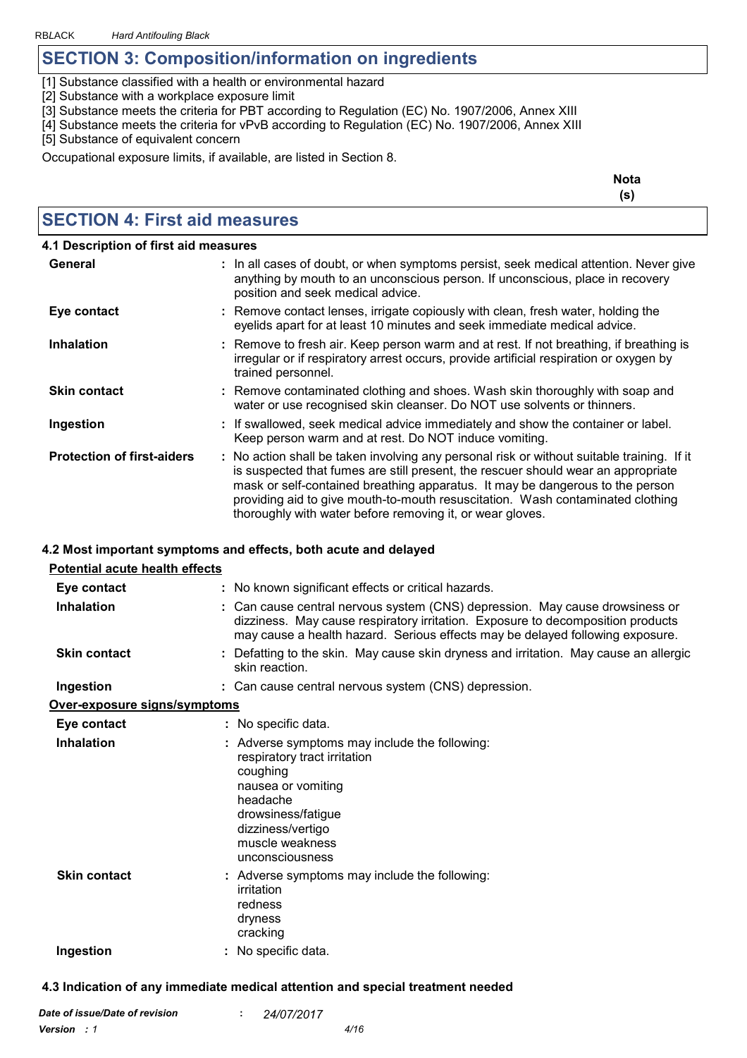## SECTION 3: Composition/information on ingredients

[1] Substance classified with a health or environmental hazard
[2] Substance with a workplace exposure limit
[3] Substance meets the criteria for PBT according to Regulation (EC) No. 1907/2006, Annex XIII
[4] Substance meets the criteria for vPvB according to Regulation (EC) No. 1907/2006, Annex XIII
[5] Substance of equivalent concern

Occupational exposure limits, if available, are listed in Section 8.

**Nota (s)**

## SECTION 4: First aid measures

### 4.1 Description of first aid measures

| | |
|---|---|
| **General** | : In all cases of doubt, or when symptoms persist, seek medical attention. Never give anything by mouth to an unconscious person. If unconscious, place in recovery position and seek medical advice. |
| **Eye contact** | : Remove contact lenses, irrigate copiously with clean, fresh water, holding the eyelids apart for at least 10 minutes and seek immediate medical advice. |
| **Inhalation** | : Remove to fresh air. Keep person warm and at rest. If not breathing, if breathing is irregular or if respiratory arrest occurs, provide artificial respiration or oxygen by trained personnel. |
| **Skin contact** | : Remove contaminated clothing and shoes. Wash skin thoroughly with soap and water or use recognised skin cleanser. Do NOT use solvents or thinners. |
| **Ingestion** | : If swallowed, seek medical advice immediately and show the container or label. Keep person warm and at rest. Do NOT induce vomiting. |
| **Protection of first-aiders** | : No action shall be taken involving any personal risk or without suitable training. If it is suspected that fumes are still present, the rescuer should wear an appropriate mask or self-contained breathing apparatus. It may be dangerous to the person providing aid to give mouth-to-mouth resuscitation. Wash contaminated clothing thoroughly with water before removing it, or wear gloves. |

### 4.2 Most important symptoms and effects, both acute and delayed

<u>Potential acute health effects</u>

| | |
|---|---|
| **Eye contact** | : No known significant effects or critical hazards. |
| **Inhalation** | : Can cause central nervous system (CNS) depression. May cause drowsiness or dizziness. May cause respiratory irritation. Exposure to decomposition products may cause a health hazard. Serious effects may be delayed following exposure. |
| **Skin contact** | : Defatting to the skin. May cause skin dryness and irritation. May cause an allergic skin reaction. |
| **Ingestion** | : Can cause central nervous system (CNS) depression. |

<u>Over-exposure signs/symptoms</u>

| | |
|---|---|
| **Eye contact** | : No specific data. |
| **Inhalation** | : Adverse symptoms may include the following:<br>respiratory tract irritation<br>coughing<br>nausea or vomiting<br>headache<br>drowsiness/fatigue<br>dizziness/vertigo<br>muscle weakness<br>unconsciousness |
| **Skin contact** | : Adverse symptoms may include the following:<br>irritation<br>redness<br>dryness<br>cracking |
| **Ingestion** | : No specific data. |

### 4.3 Indication of any immediate medical attention and special treatment needed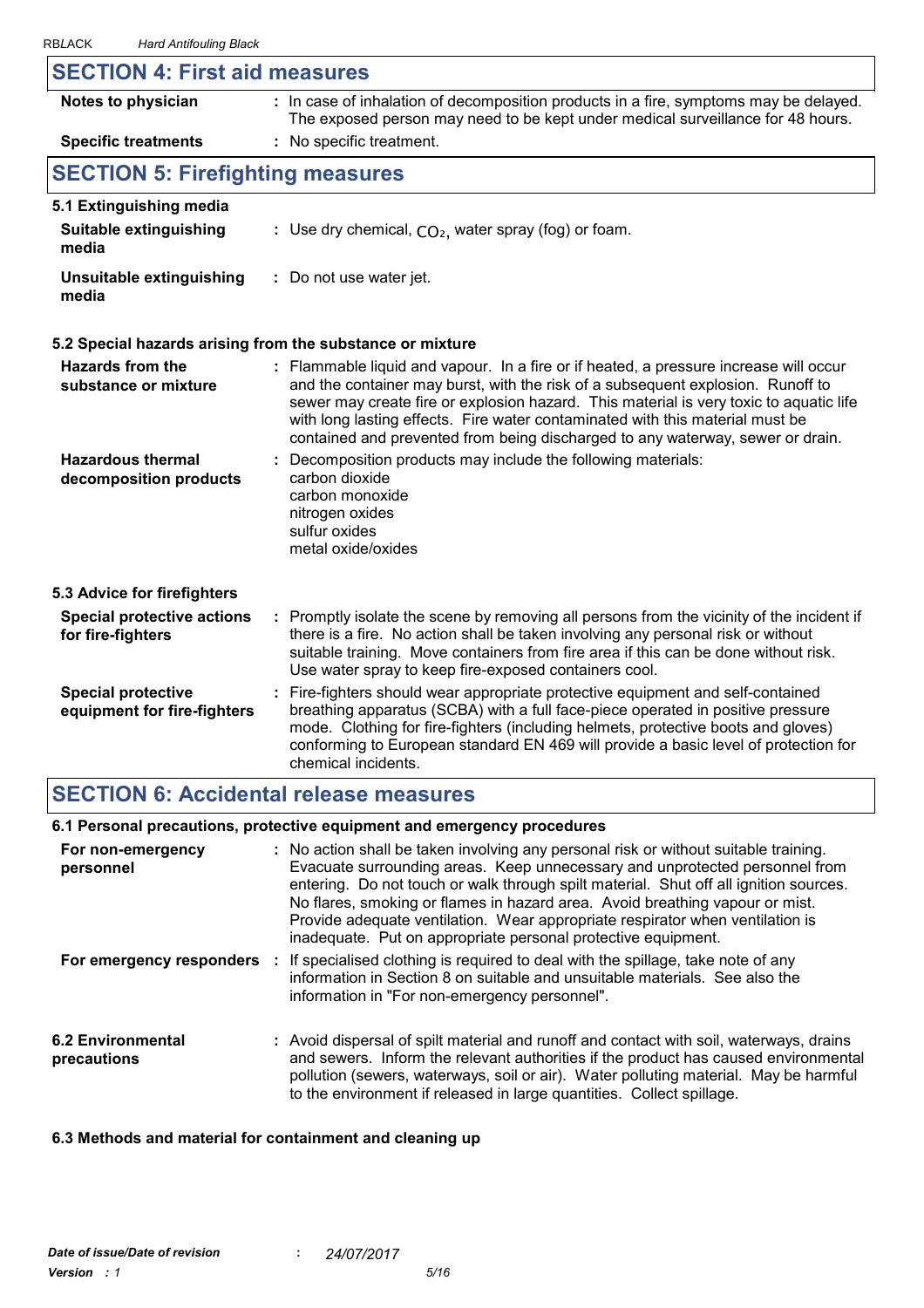## SECTION 4: First aid measures

| | |
|---|---|
| **Notes to physician** | : In case of inhalation of decomposition products in a fire, symptoms may be delayed. The exposed person may need to be kept under medical surveillance for 48 hours. |
| **Specific treatments** | : No specific treatment. |

## SECTION 5: Firefighting measures

### 5.1 Extinguishing media

| | |
|---|---|
| **Suitable extinguishing media** | : Use dry chemical, $CO_2$, water spray (fog) or foam. |
| **Unsuitable extinguishing media** | : Do not use water jet. |

### 5.2 Special hazards arising from the substance or mixture

| | |
|---|---|
| **Hazards from the substance or mixture** | : Flammable liquid and vapour. In a fire or if heated, a pressure increase will occur and the container may burst, with the risk of a subsequent explosion. Runoff to sewer may create fire or explosion hazard. This material is very toxic to aquatic life with long lasting effects. Fire water contaminated with this material must be contained and prevented from being discharged to any waterway, sewer or drain. |
| **Hazardous thermal decomposition products** | : Decomposition products may include the following materials:<br>carbon dioxide<br>carbon monoxide<br>nitrogen oxides<br>sulfur oxides<br>metal oxide/oxides |

### 5.3 Advice for firefighters

| | |
|---|---|
| **Special protective actions for fire-fighters** | : Promptly isolate the scene by removing all persons from the vicinity of the incident if there is a fire. No action shall be taken involving any personal risk or without suitable training. Move containers from fire area if this can be done without risk. Use water spray to keep fire-exposed containers cool. |
| **Special protective equipment for fire-fighters** | : Fire-fighters should wear appropriate protective equipment and self-contained breathing apparatus (SCBA) with a full face-piece operated in positive pressure mode. Clothing for fire-fighters (including helmets, protective boots and gloves) conforming to European standard EN 469 will provide a basic level of protection for chemical incidents. |

## SECTION 6: Accidental release measures

### 6.1 Personal precautions, protective equipment and emergency procedures

| | |
|---|---|
| **For non-emergency personnel** | : No action shall be taken involving any personal risk or without suitable training. Evacuate surrounding areas. Keep unnecessary and unprotected personnel from entering. Do not touch or walk through spilt material. Shut off all ignition sources. No flares, smoking or flames in hazard area. Avoid breathing vapour or mist. Provide adequate ventilation. Wear appropriate respirator when ventilation is inadequate. Put on appropriate personal protective equipment. |
| **For emergency responders** | : If specialised clothing is required to deal with the spillage, take note of any information in Section 8 on suitable and unsuitable materials. See also the information in "For non-emergency personnel". |

| | |
|---|---|
| **6.2 Environmental precautions** | : Avoid dispersal of spilt material and runoff and contact with soil, waterways, drains and sewers. Inform the relevant authorities if the product has caused environmental pollution (sewers, waterways, soil or air). Water polluting material. May be harmful to the environment if released in large quantities. Collect spillage. |

### 6.3 Methods and material for containment and cleaning up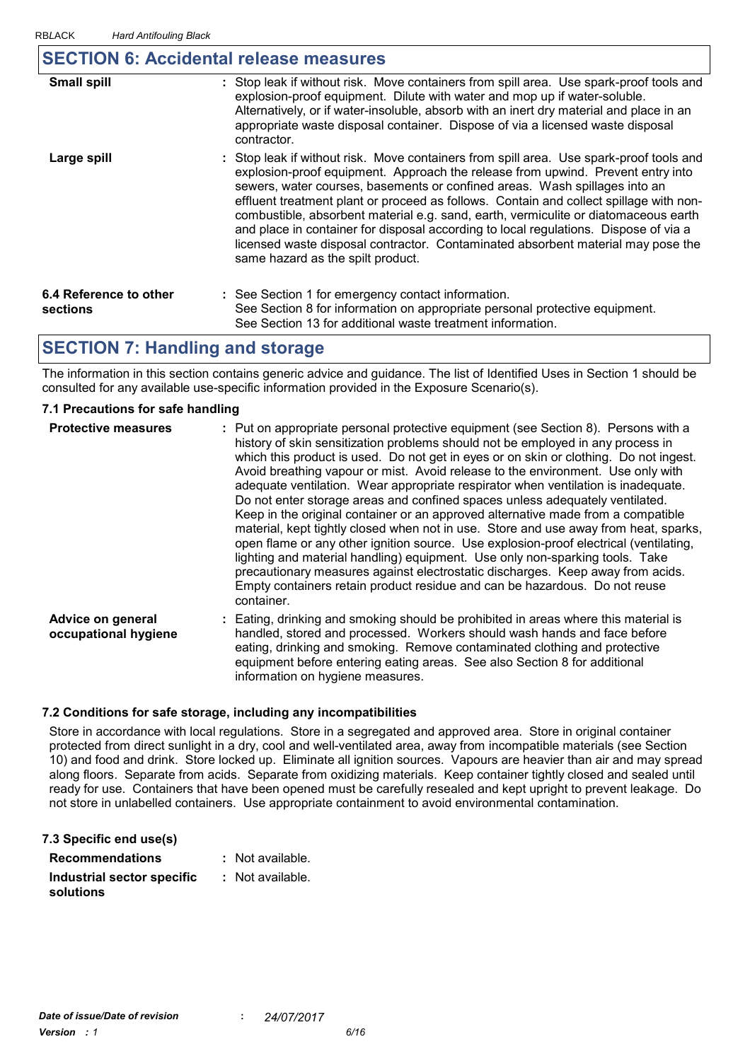## SECTION 6: Accidental release measures

| | |
|---|---|
| **Small spill** | : Stop leak if without risk. Move containers from spill area. Use spark-proof tools and explosion-proof equipment. Dilute with water and mop up if water-soluble. Alternatively, or if water-insoluble, absorb with an inert dry material and place in an appropriate waste disposal container. Dispose of via a licensed waste disposal contractor. |
| **Large spill** | : Stop leak if without risk. Move containers from spill area. Use spark-proof tools and explosion-proof equipment. Approach the release from upwind. Prevent entry into sewers, water courses, basements or confined areas. Wash spillages into an effluent treatment plant or proceed as follows. Contain and collect spillage with non-combustible, absorbent material e.g. sand, earth, vermiculite or diatomaceous earth and place in container for disposal according to local regulations. Dispose of via a licensed waste disposal contractor. Contaminated absorbent material may pose the same hazard as the spilt product. |

| | |
|---|---|
| **6.4 Reference to other sections** | : See Section 1 for emergency contact information.<br>See Section 8 for information on appropriate personal protective equipment.<br>See Section 13 for additional waste treatment information. |

## SECTION 7: Handling and storage

The information in this section contains generic advice and guidance. The list of Identified Uses in Section 1 should be consulted for any available use-specific information provided in the Exposure Scenario(s).

### 7.1 Precautions for safe handling

| | |
|---|---|
| **Protective measures** | : Put on appropriate personal protective equipment (see Section 8). Persons with a history of skin sensitization problems should not be employed in any process in which this product is used. Do not get in eyes or on skin or clothing. Do not ingest. Avoid breathing vapour or mist. Avoid release to the environment. Use only with adequate ventilation. Wear appropriate respirator when ventilation is inadequate. Do not enter storage areas and confined spaces unless adequately ventilated. Keep in the original container or an approved alternative made from a compatible material, kept tightly closed when not in use. Store and use away from heat, sparks, open flame or any other ignition source. Use explosion-proof electrical (ventilating, lighting and material handling) equipment. Use only non-sparking tools. Take precautionary measures against electrostatic discharges. Keep away from acids. Empty containers retain product residue and can be hazardous. Do not reuse container. |
| **Advice on general occupational hygiene** | : Eating, drinking and smoking should be prohibited in areas where this material is handled, stored and processed. Workers should wash hands and face before eating, drinking and smoking. Remove contaminated clothing and protective equipment before entering eating areas. See also Section 8 for additional information on hygiene measures. |

### 7.2 Conditions for safe storage, including any incompatibilities

Store in accordance with local regulations. Store in a segregated and approved area. Store in original container protected from direct sunlight in a dry, cool and well-ventilated area, away from incompatible materials (see Section 10) and food and drink. Store locked up. Eliminate all ignition sources. Vapours are heavier than air and may spread along floors. Separate from acids. Separate from oxidizing materials. Keep container tightly closed and sealed until ready for use. Containers that have been opened must be carefully resealed and kept upright to prevent leakage. Do not store in unlabelled containers. Use appropriate containment to avoid environmental contamination.

### 7.3 Specific end use(s)

| | |
|---|---|
| **Recommendations** | : Not available. |
| **Industrial sector specific solutions** | : Not available. |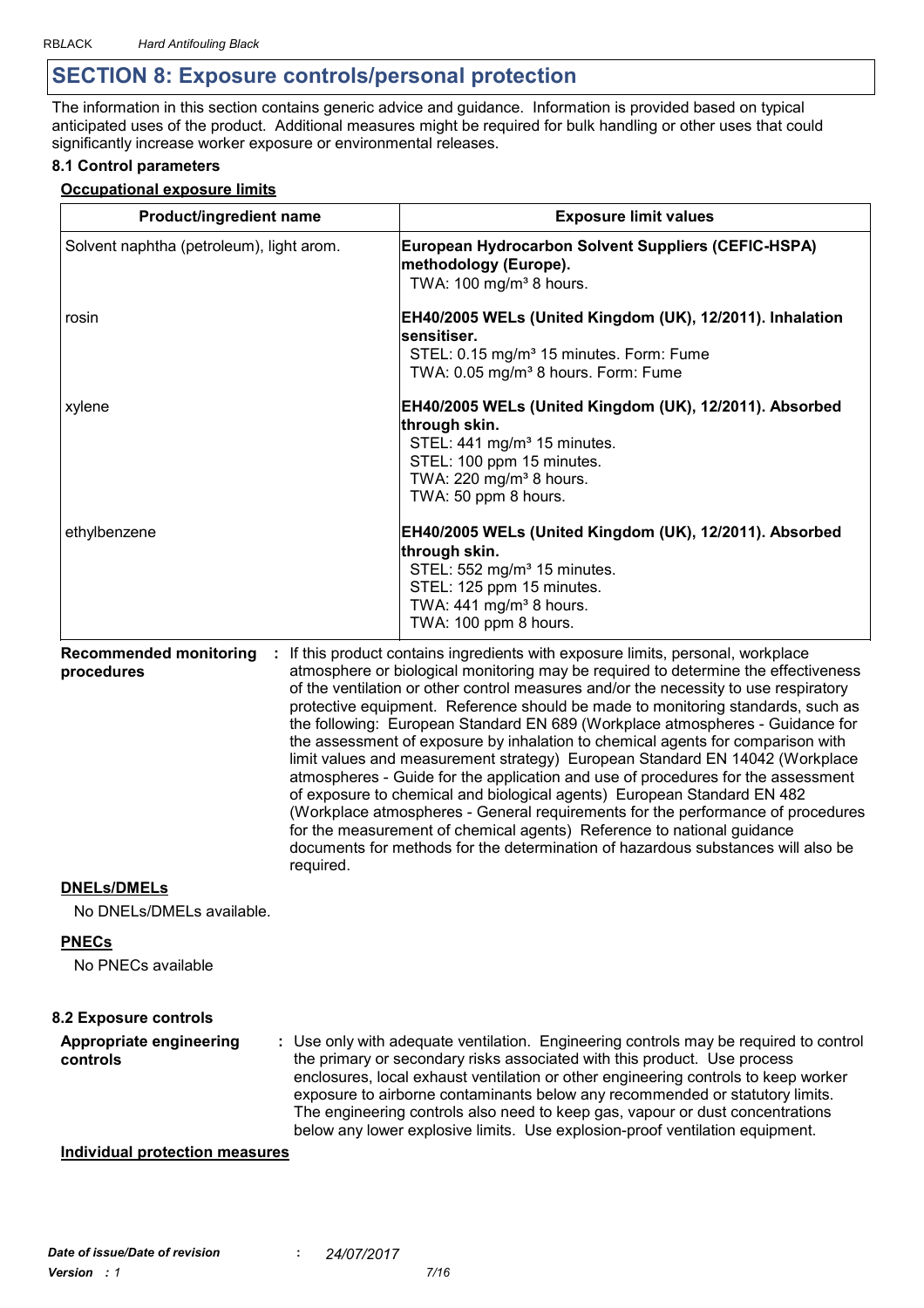## SECTION 8: Exposure controls/personal protection

The information in this section contains generic advice and guidance. Information is provided based on typical anticipated uses of the product. Additional measures might be required for bulk handling or other uses that could significantly increase worker exposure or environmental releases.

### 8.1 Control parameters

**Occupational exposure limits**

| Product/ingredient name | Exposure limit values |
|---|---|
| Solvent naphtha (petroleum), light arom. | **European Hydrocarbon Solvent Suppliers (CEFIC-HSPA) methodology (Europe).**<br>TWA: 100 mg/m³ 8 hours. |
| rosin | **EH40/2005 WELs (United Kingdom (UK), 12/2011). Inhalation sensitiser.**<br>STEL: 0.15 mg/m³ 15 minutes. Form: Fume<br>TWA: 0.05 mg/m³ 8 hours. Form: Fume |
| xylene | **EH40/2005 WELs (United Kingdom (UK), 12/2011). Absorbed through skin.**<br>STEL: 441 mg/m³ 15 minutes.<br>STEL: 100 ppm 15 minutes.<br>TWA: 220 mg/m³ 8 hours.<br>TWA: 50 ppm 8 hours. |
| ethylbenzene | **EH40/2005 WELs (United Kingdom (UK), 12/2011). Absorbed through skin.**<br>STEL: 552 mg/m³ 15 minutes.<br>STEL: 125 ppm 15 minutes.<br>TWA: 441 mg/m³ 8 hours.<br>TWA: 100 ppm 8 hours. |

**Recommended monitoring procedures** : If this product contains ingredients with exposure limits, personal, workplace atmosphere or biological monitoring may be required to determine the effectiveness of the ventilation or other control measures and/or the necessity to use respiratory protective equipment. Reference should be made to monitoring standards, such as the following: European Standard EN 689 (Workplace atmospheres - Guidance for the assessment of exposure by inhalation to chemical agents for comparison with limit values and measurement strategy) European Standard EN 14042 (Workplace atmospheres - Guide for the application and use of procedures for the assessment of exposure to chemical and biological agents) European Standard EN 482 (Workplace atmospheres - General requirements for the performance of procedures for the measurement of chemical agents) Reference to national guidance documents for methods for the determination of hazardous substances will also be required.

**DNELs/DMELs**

No DNELs/DMELs available.

**PNECs**

No PNECs available

### 8.2 Exposure controls

**Appropriate engineering controls** : Use only with adequate ventilation. Engineering controls may be required to control the primary or secondary risks associated with this product. Use process enclosures, local exhaust ventilation or other engineering controls to keep worker exposure to airborne contaminants below any recommended or statutory limits. The engineering controls also need to keep gas, vapour or dust concentrations below any lower explosive limits. Use explosion-proof ventilation equipment.

**Individual protection measures**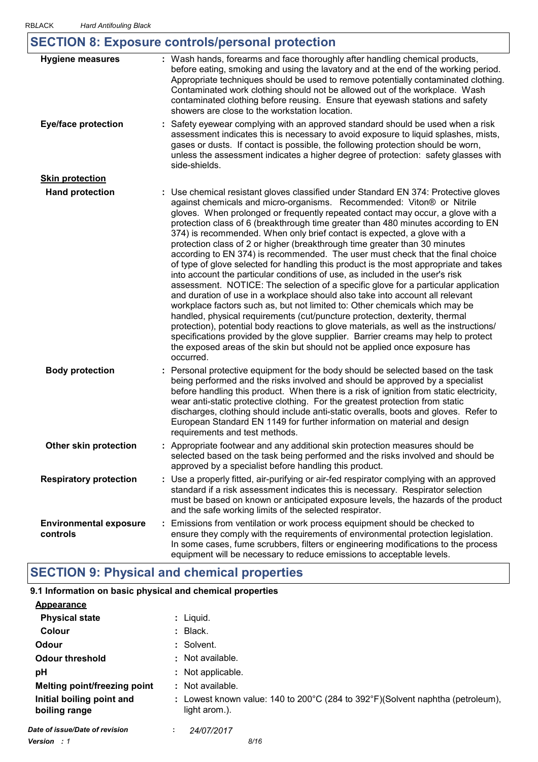## SECTION 8: Exposure controls/personal protection

**Hygiene measures** : Wash hands, forearms and face thoroughly after handling chemical products, before eating, smoking and using the lavatory and at the end of the working period. Appropriate techniques should be used to remove potentially contaminated clothing. Contaminated work clothing should not be allowed out of the workplace. Wash contaminated clothing before reusing. Ensure that eyewash stations and safety showers are close to the workstation location.

**Eye/face protection** : Safety eyewear complying with an approved standard should be used when a risk assessment indicates this is necessary to avoid exposure to liquid splashes, mists, gases or dusts. If contact is possible, the following protection should be worn, unless the assessment indicates a higher degree of protection: safety glasses with side-shields.

**Skin protection**

**Hand protection** : Use chemical resistant gloves classified under Standard EN 374: Protective gloves against chemicals and micro-organisms. Recommended: Viton® or Nitrile gloves. When prolonged or frequently repeated contact may occur, a glove with a protection class of 6 (breakthrough time greater than 480 minutes according to EN 374) is recommended. When only brief contact is expected, a glove with a protection class of 2 or higher (breakthrough time greater than 30 minutes according to EN 374) is recommended. The user must check that the final choice of type of glove selected for handling this product is the most appropriate and takes into account the particular conditions of use, as included in the user's risk assessment. NOTICE: The selection of a specific glove for a particular application and duration of use in a workplace should also take into account all relevant workplace factors such as, but not limited to: Other chemicals which may be handled, physical requirements (cut/puncture protection, dexterity, thermal protection), potential body reactions to glove materials, as well as the instructions/ specifications provided by the glove supplier. Barrier creams may help to protect the exposed areas of the skin but should not be applied once exposure has occurred.

**Body protection** : Personal protective equipment for the body should be selected based on the task being performed and the risks involved and should be approved by a specialist before handling this product. When there is a risk of ignition from static electricity, wear anti-static protective clothing. For the greatest protection from static discharges, clothing should include anti-static overalls, boots and gloves. Refer to European Standard EN 1149 for further information on material and design requirements and test methods.

**Other skin protection** : Appropriate footwear and any additional skin protection measures should be selected based on the task being performed and the risks involved and should be approved by a specialist before handling this product.

**Respiratory protection** : Use a properly fitted, air-purifying or air-fed respirator complying with an approved standard if a risk assessment indicates this is necessary. Respirator selection must be based on known or anticipated exposure levels, the hazards of the product and the safe working limits of the selected respirator.

**Environmental exposure controls** : Emissions from ventilation or work process equipment should be checked to ensure they comply with the requirements of environmental protection legislation. In some cases, fume scrubbers, filters or engineering modifications to the process equipment will be necessary to reduce emissions to acceptable levels.

## SECTION 9: Physical and chemical properties

### 9.1 Information on basic physical and chemical properties

**Appearance**

**Physical state** : Liquid.

**Colour** : Black.

**Odour** : Solvent.

**Odour threshold** : Not available.

**pH** : Not applicable.

**Melting point/freezing point** : Not available.

**Initial boiling point and boiling range** : Lowest known value: 140 to 200°C (284 to 392°F)(Solvent naphtha (petroleum), light arom.).

*Date of issue/Date of revision* : *24/07/2017*

*Version : 1*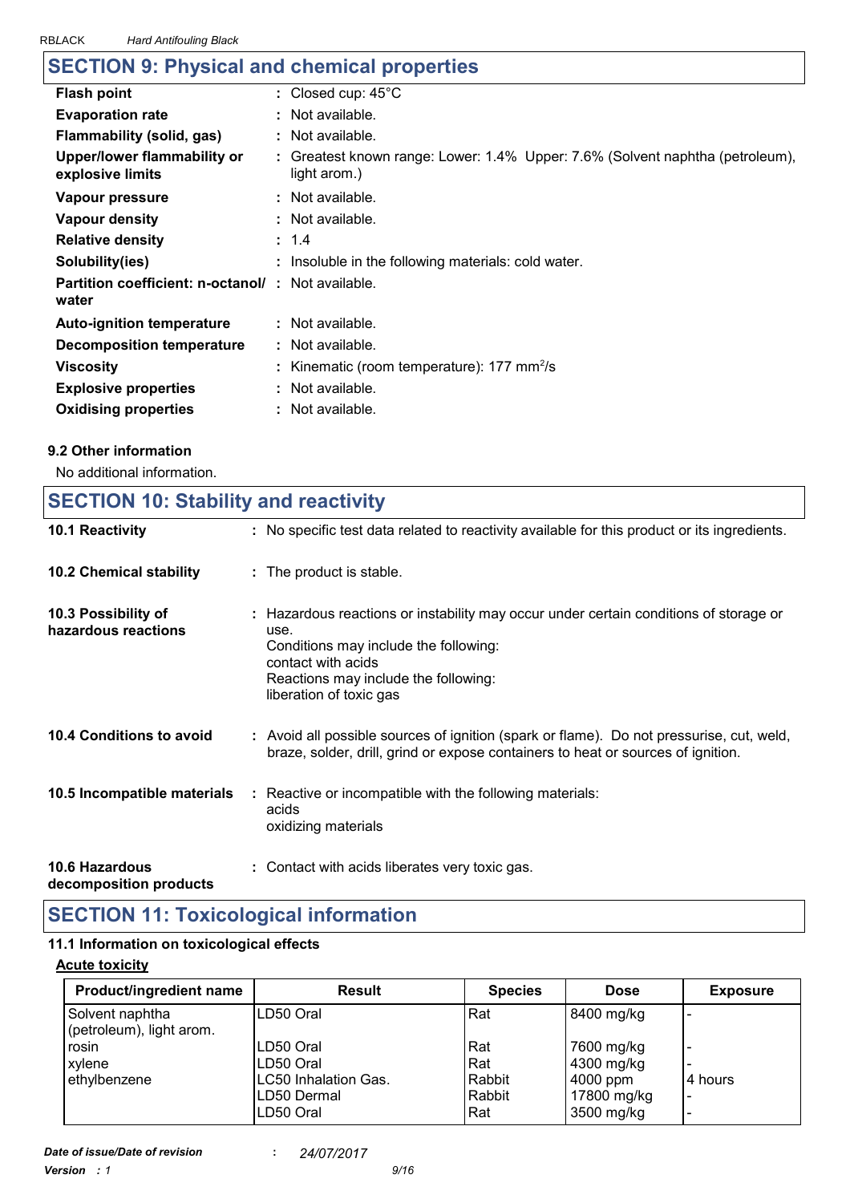## SECTION 9: Physical and chemical properties

| | |
|---|---|
| **Flash point** | : Closed cup: 45°C |
| **Evaporation rate** | : Not available. |
| **Flammability (solid, gas)** | : Not available. |
| **Upper/lower flammability or explosive limits** | : Greatest known range: Lower: 1.4% Upper: 7.6% (Solvent naphtha (petroleum), light arom.) |
| **Vapour pressure** | : Not available. |
| **Vapour density** | : Not available. |
| **Relative density** | : 1.4 |
| **Solubility(ies)** | : Insoluble in the following materials: cold water. |
| **Partition coefficient: n-octanol/ water** | : Not available. |
| **Auto-ignition temperature** | : Not available. |
| **Decomposition temperature** | : Not available. |
| **Viscosity** | : Kinematic (room temperature): 177 $mm^2/s$ |
| **Explosive properties** | : Not available. |
| **Oxidising properties** | : Not available. |

### 9.2 Other information

No additional information.

## SECTION 10: Stability and reactivity

**10.1 Reactivity** : No specific test data related to reactivity available for this product or its ingredients.

**10.2 Chemical stability** : The product is stable.

**10.3 Possibility of hazardous reactions** : Hazardous reactions or instability may occur under certain conditions of storage or use.
Conditions may include the following:
contact with acids
Reactions may include the following:
liberation of toxic gas

**10.4 Conditions to avoid** : Avoid all possible sources of ignition (spark or flame). Do not pressurise, cut, weld, braze, solder, drill, grind or expose containers to heat or sources of ignition.

**10.5 Incompatible materials** : Reactive or incompatible with the following materials:
acids
oxidizing materials

**10.6 Hazardous decomposition products** : Contact with acids liberates very toxic gas.

## SECTION 11: Toxicological information

### 11.1 Information on toxicological effects

**Acute toxicity**

| Product/ingredient name | Result | Species | Dose | Exposure |
|---|---|---|---|---|
| Solvent naphtha (petroleum), light arom. | LD50 Oral | Rat | 8400 mg/kg | - |
| rosin | LD50 Oral | Rat | 7600 mg/kg | - |
| xylene | LD50 Oral | Rat | 4300 mg/kg | - |
| ethylbenzene | LC50 Inhalation Gas. | Rabbit | 4000 ppm | 4 hours |
| | LD50 Dermal | Rabbit | 17800 mg/kg | - |
| | LD50 Oral | Rat | 3500 mg/kg | - |

*Date of issue/Date of revision* : *24/07/2017*
*Version : 1*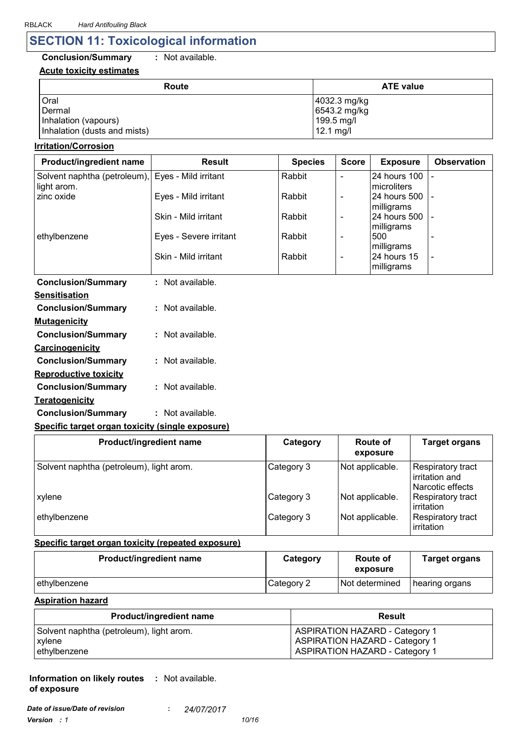## SECTION 11: Toxicological information

**Conclusion/Summary** : Not available.

**Acute toxicity estimates**

| Route | ATE value |
|---|---|
| Oral | 4032.3 mg/kg |
| Dermal | 6543.2 mg/kg |
| Inhalation (vapours) | 199.5 mg/l |
| Inhalation (dusts and mists) | 12.1 mg/l |

**Irritation/Corrosion**

| Product/ingredient name | Result | Species | Score | Exposure | Observation |
|---|---|---|---|---|---|
| Solvent naphtha (petroleum), light arom. | Eyes - Mild irritant | Rabbit | - | 24 hours 100 microliters | - |
| zinc oxide | Eyes - Mild irritant | Rabbit | - | 24 hours 500 milligrams | - |
| | Skin - Mild irritant | Rabbit | - | 24 hours 500 milligrams | - |
| ethylbenzene | Eyes - Severe irritant | Rabbit | - | 500 milligrams | - |
| | Skin - Mild irritant | Rabbit | - | 24 hours 15 milligrams | - |

**Conclusion/Summary** : Not available.

**Sensitisation**

**Conclusion/Summary** : Not available.

**Mutagenicity**

**Conclusion/Summary** : Not available.

**Carcinogenicity**

**Conclusion/Summary** : Not available.

**Reproductive toxicity**

**Conclusion/Summary** : Not available.

**Teratogenicity**

**Conclusion/Summary** : Not available.

**Specific target organ toxicity (single exposure)**

| Product/ingredient name | Category | Route of exposure | Target organs |
|---|---|---|---|
| Solvent naphtha (petroleum), light arom. | Category 3 | Not applicable. | Respiratory tract irritation and Narcotic effects |
| xylene | Category 3 | Not applicable. | Respiratory tract irritation |
| ethylbenzene | Category 3 | Not applicable. | Respiratory tract irritation |

**Specific target organ toxicity (repeated exposure)**

| Product/ingredient name | Category | Route of exposure | Target organs |
|---|---|---|---|
| ethylbenzene | Category 2 | Not determined | hearing organs |

**Aspiration hazard**

| Product/ingredient name | Result |
|---|---|
| Solvent naphtha (petroleum), light arom. | ASPIRATION HAZARD - Category 1 |
| xylene | ASPIRATION HAZARD - Category 1 |
| ethylbenzene | ASPIRATION HAZARD - Category 1 |

**Information on likely routes of exposure** : Not available.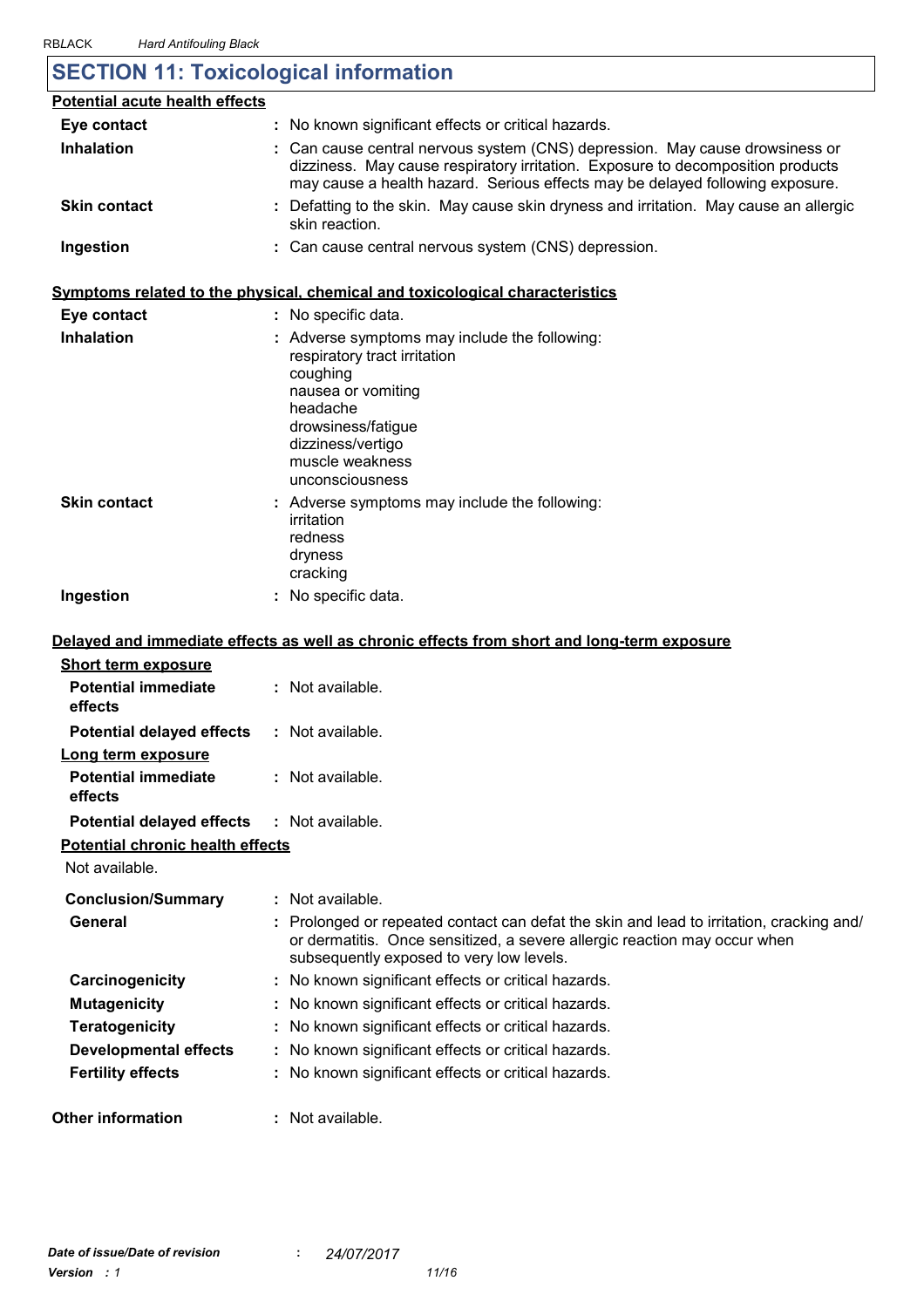## SECTION 11: Toxicological information

**Potential acute health effects**

| | |
|---|---|
| **Eye contact** | : No known significant effects or critical hazards. |
| **Inhalation** | : Can cause central nervous system (CNS) depression. May cause drowsiness or dizziness. May cause respiratory irritation. Exposure to decomposition products may cause a health hazard. Serious effects may be delayed following exposure. |
| **Skin contact** | : Defatting to the skin. May cause skin dryness and irritation. May cause an allergic skin reaction. |
| **Ingestion** | : Can cause central nervous system (CNS) depression. |

**Symptoms related to the physical, chemical and toxicological characteristics**

| | |
|---|---|
| **Eye contact** | : No specific data. |
| **Inhalation** | : Adverse symptoms may include the following:<br>respiratory tract irritation<br>coughing<br>nausea or vomiting<br>headache<br>drowsiness/fatigue<br>dizziness/vertigo<br>muscle weakness<br>unconsciousness |
| **Skin contact** | : Adverse symptoms may include the following:<br>irritation<br>redness<br>dryness<br>cracking |
| **Ingestion** | : No specific data. |

**Delayed and immediate effects as well as chronic effects from short and long-term exposure**

**Short term exposure**

| | |
|---|---|
| **Potential immediate effects** | : Not available. |
| **Potential delayed effects** | : Not available. |

**Long term exposure**

| | |
|---|---|
| **Potential immediate effects** | : Not available. |
| **Potential delayed effects** | : Not available. |

**Potential chronic health effects**

Not available.

| | |
|---|---|
| **Conclusion/Summary** | : Not available. |
| **General** | : Prolonged or repeated contact can defat the skin and lead to irritation, cracking and/or dermatitis. Once sensitized, a severe allergic reaction may occur when subsequently exposed to very low levels. |
| **Carcinogenicity** | : No known significant effects or critical hazards. |
| **Mutagenicity** | : No known significant effects or critical hazards. |
| **Teratogenicity** | : No known significant effects or critical hazards. |
| **Developmental effects** | : No known significant effects or critical hazards. |
| **Fertility effects** | : No known significant effects or critical hazards. |

| | |
|---|---|
| **Other information** | : Not available. |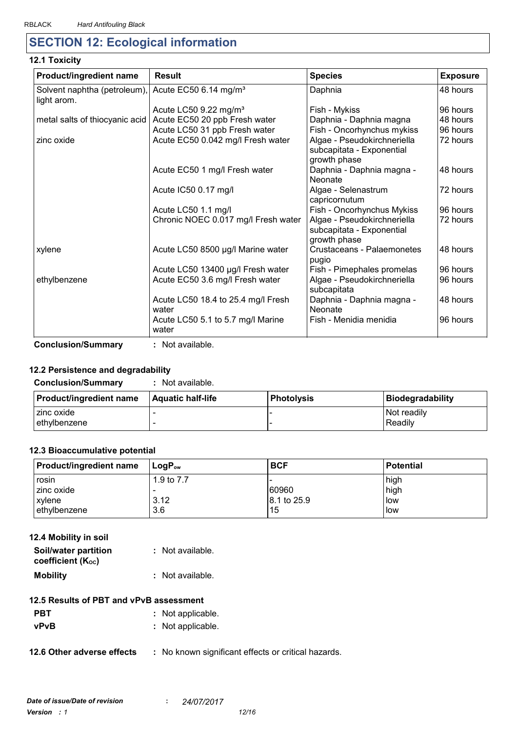## SECTION 12: Ecological information

### 12.1 Toxicity

| Product/ingredient name | Result | Species | Exposure |
|---|---|---|---|
| Solvent naphtha (petroleum), light arom. | Acute EC50 6.14 mg/m³ | Daphnia | 48 hours |
| | Acute LC50 9.22 mg/m³ | Fish - Mykiss | 96 hours |
| metal salts of thiocyanic acid | Acute EC50 20 ppb Fresh water | Daphnia - Daphnia magna | 48 hours |
| | Acute LC50 31 ppb Fresh water | Fish - Oncorhynchus mykiss | 96 hours |
| zinc oxide | Acute EC50 0.042 mg/l Fresh water | Algae - Pseudokirchneriella subcapitata - Exponential growth phase | 72 hours |
| | Acute EC50 1 mg/l Fresh water | Daphnia - Daphnia magna - Neonate | 48 hours |
| | Acute IC50 0.17 mg/l | Algae - Selenastrum capricornutum | 72 hours |
| | Acute LC50 1.1 mg/l | Fish - Oncorhynchus Mykiss | 96 hours |
| | Chronic NOEC 0.017 mg/l Fresh water | Algae - Pseudokirchneriella subcapitata - Exponential growth phase | 72 hours |
| xylene | Acute LC50 8500 µg/l Marine water | Crustaceans - Palaemonetes pugio | 48 hours |
| | Acute LC50 13400 µg/l Fresh water | Fish - Pimephales promelas | 96 hours |
| ethylbenzene | Acute EC50 3.6 mg/l Fresh water | Algae - Pseudokirchneriella subcapitata | 96 hours |
| | Acute LC50 18.4 to 25.4 mg/l Fresh water | Daphnia - Daphnia magna - Neonate | 48 hours |
| | Acute LC50 5.1 to 5.7 mg/l Marine water | Fish - Menidia menidia | 96 hours |

**Conclusion/Summary** : Not available.

### 12.2 Persistence and degradability

**Conclusion/Summary** : Not available.

| Product/ingredient name | Aquatic half-life | Photolysis | Biodegradability |
|---|---|---|---|
| zinc oxide | - | - | Not readily |
| ethylbenzene | - | - | Readily |

### 12.3 Bioaccumulative potential

| Product/ingredient name | $LogP_{ow}$ | BCF | Potential |
|---|---|---|---|
| rosin | 1.9 to 7.7 | - | high |
| zinc oxide | - | 60960 | high |
| xylene | 3.12 | 8.1 to 25.9 | low |
| ethylbenzene | 3.6 | 15 | low |

### 12.4 Mobility in soil

**Soil/water partition coefficient ($K_{OC}$)** : Not available.

**Mobility** : Not available.

### 12.5 Results of PBT and vPvB assessment

**PBT** : Not applicable.

**vPvB** : Not applicable.

### 12.6 Other adverse effects

: No known significant effects or critical hazards.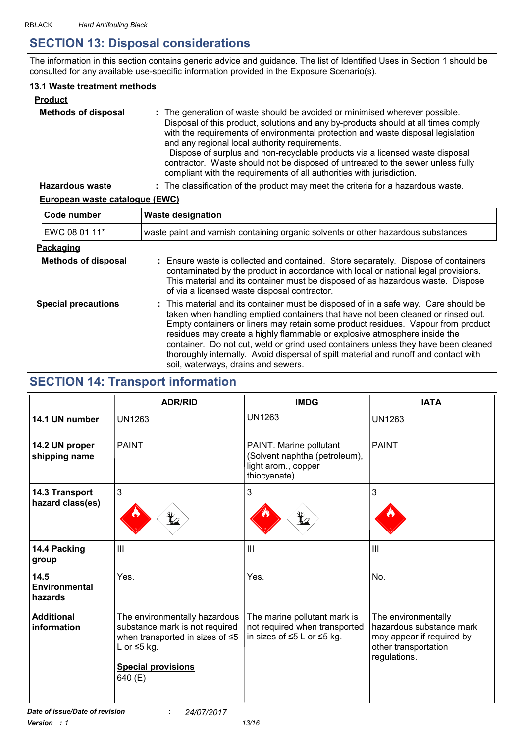## SECTION 13: Disposal considerations

The information in this section contains generic advice and guidance. The list of Identified Uses in Section 1 should be consulted for any available use-specific information provided in the Exposure Scenario(s).

### 13.1 Waste treatment methods

**Product**

**Methods of disposal** : The generation of waste should be avoided or minimised wherever possible. Disposal of this product, solutions and any by-products should at all times comply with the requirements of environmental protection and waste disposal legislation and any regional local authority requirements. Dispose of surplus and non-recyclable products via a licensed waste disposal contractor. Waste should not be disposed of untreated to the sewer unless fully compliant with the requirements of all authorities with jurisdiction.

**Hazardous waste** : The classification of the product may meet the criteria for a hazardous waste.

**European waste catalogue (EWC)**

| Code number | Waste designation |
|---|---|
| EWC 08 01 11* | waste paint and varnish containing organic solvents or other hazardous substances |

**Packaging**

**Methods of disposal** : Ensure waste is collected and contained. Store separately. Dispose of containers contaminated by the product in accordance with local or national legal provisions. This material and its container must be disposed of as hazardous waste. Dispose of via a licensed waste disposal contractor.

**Special precautions** : This material and its container must be disposed of in a safe way. Care should be taken when handling emptied containers that have not been cleaned or rinsed out. Empty containers or liners may retain some product residues. Vapour from product residues may create a highly flammable or explosive atmosphere inside the container. Do not cut, weld or grind used containers unless they have been cleaned thoroughly internally. Avoid dispersal of spilt material and runoff and contact with soil, waterways, drains and sewers.

## SECTION 14: Transport information

| | ADR/RID | IMDG | IATA |
|---|---|---|---|
| **14.1 UN number** | UN1263 | UN1263 | UN1263 |
| **14.2 UN proper shipping name** | PAINT | PAINT. Marine pollutant (Solvent naphtha (petroleum), light arom., copper thiocyanate) | PAINT |
| **14.3 Transport hazard class(es)** | 3 | 3 | 3 |
| **14.4 Packing group** | III | III | III |
| **14.5 Environmental hazards** | Yes. | Yes. | No. |
| **Additional information** | The environmentally hazardous substance mark is not required when transported in sizes of ≤5 L or ≤5 kg. **Special provisions** 640 (E) | The marine pollutant mark is not required when transported in sizes of ≤5 L or ≤5 kg. | The environmentally hazardous substance mark may appear if required by other transportation regulations. |

*Date of issue/Date of revision* : *24/07/2017*

*Version : 1*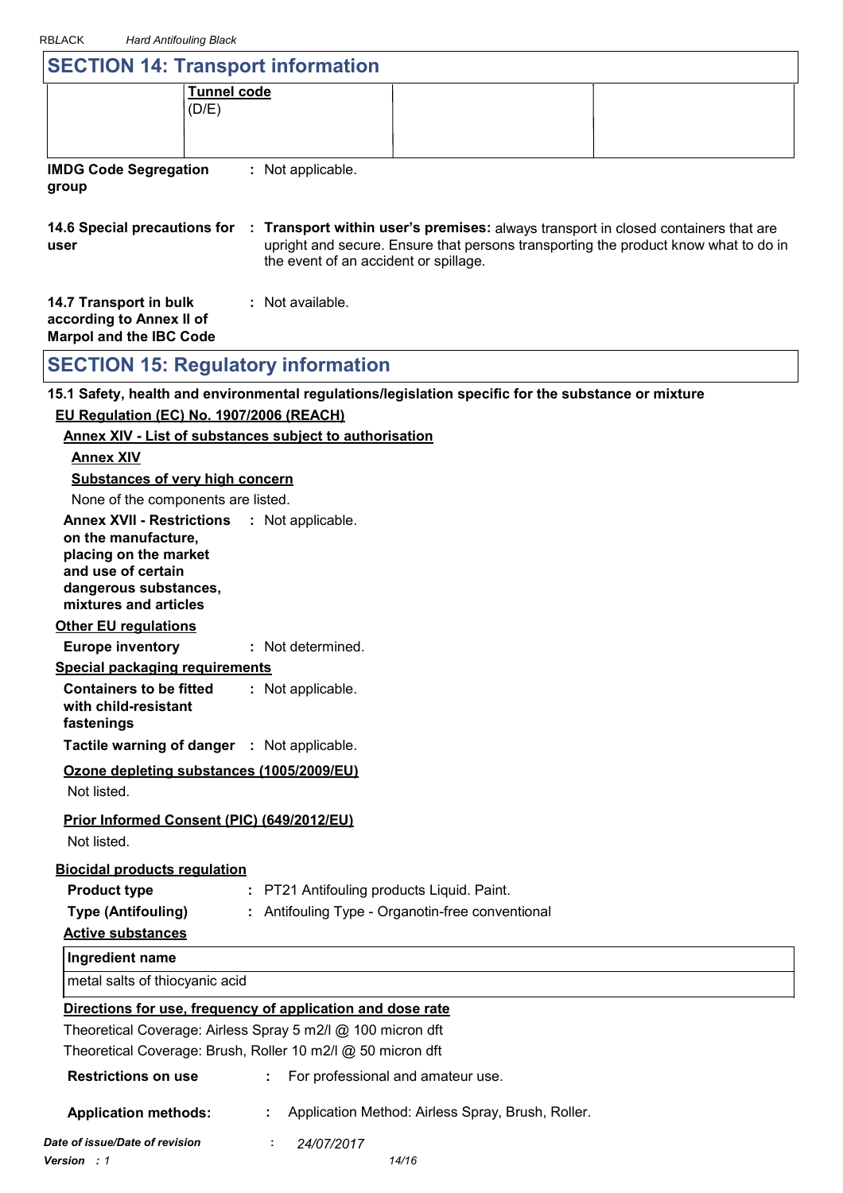## SECTION 14: Transport information

| | Tunnel code (D/E) | | |
|---|---|---|---|

**IMDG Code Segregation group** : Not applicable.

**14.6 Special precautions for user** : **Transport within user's premises:** always transport in closed containers that are upright and secure. Ensure that persons transporting the product know what to do in the event of an accident or spillage.

**14.7 Transport in bulk according to Annex II of Marpol and the IBC Code** : Not available.

## SECTION 15: Regulatory information

**15.1 Safety, health and environmental regulations/legislation specific for the substance or mixture**

**EU Regulation (EC) No. 1907/2006 (REACH)**

**Annex XIV - List of substances subject to authorisation**

**Annex XIV**

**Substances of very high concern**

None of the components are listed.

**Annex XVII - Restrictions on the manufacture, placing on the market and use of certain dangerous substances, mixtures and articles** : Not applicable.

**Other EU regulations**

**Europe inventory** : Not determined.

**Special packaging requirements**

**Containers to be fitted with child-resistant fastenings** : Not applicable.

**Tactile warning of danger** : Not applicable.

**Ozone depleting substances (1005/2009/EU)**

Not listed.

**Prior Informed Consent (PIC) (649/2012/EU)**

Not listed.

**Biocidal products regulation**

**Product type** : PT21 Antifouling products Liquid. Paint.

**Type (Antifouling)** : Antifouling Type - Organotin-free conventional

**Active substances**

| Ingredient name |
|---|
| metal salts of thiocyanic acid |

**Directions for use, frequency of application and dose rate**

Theoretical Coverage: Airless Spray 5 m2/l @ 100 micron dft

Theoretical Coverage: Brush, Roller 10 m2/l @ 50 micron dft

**Restrictions on use** : For professional and amateur use.

**Application methods:** : Application Method: Airless Spray, Brush, Roller.

*Date of issue/Date of revision* : *24/07/2017*

*Version : 1*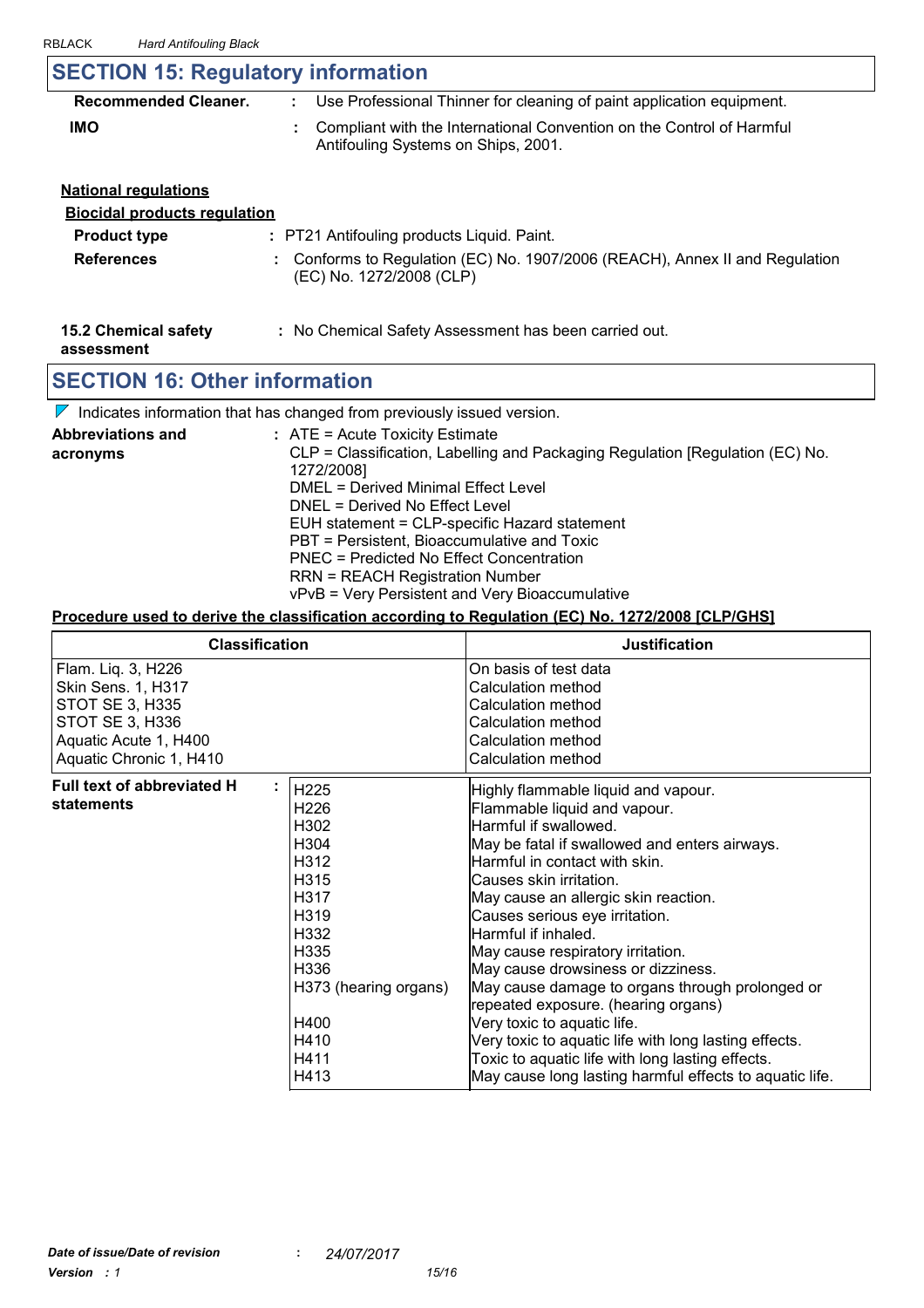## SECTION 15: Regulatory information

**Recommended Cleaner.** : Use Professional Thinner for cleaning of paint application equipment.

**IMO** : Compliant with the International Convention on the Control of Harmful Antifouling Systems on Ships, 2001.

**National regulations**

**Biocidal products regulation**

**Product type** : PT21 Antifouling products Liquid. Paint.

**References** : Conforms to Regulation (EC) No. 1907/2006 (REACH), Annex II and Regulation (EC) No. 1272/2008 (CLP)

**15.2 Chemical safety assessment** : No Chemical Safety Assessment has been carried out.

## SECTION 16: Other information

Indicates information that has changed from previously issued version.

**Abbreviations and acronyms** :
ATE = Acute Toxicity Estimate
CLP = Classification, Labelling and Packaging Regulation [Regulation (EC) No. 1272/2008]
DMEL = Derived Minimal Effect Level
DNEL = Derived No Effect Level
EUH statement = CLP-specific Hazard statement
PBT = Persistent, Bioaccumulative and Toxic
PNEC = Predicted No Effect Concentration
RRN = REACH Registration Number
vPvB = Very Persistent and Very Bioaccumulative

**Procedure used to derive the classification according to Regulation (EC) No. 1272/2008 [CLP/GHS]**

| Classification | Justification |
|---|---|
| Flam. Liq. 3, H226 | On basis of test data |
| Skin Sens. 1, H317 | Calculation method |
| STOT SE 3, H335 | Calculation method |
| STOT SE 3, H336 | Calculation method |
| Aquatic Acute 1, H400 | Calculation method |
| Aquatic Chronic 1, H410 | Calculation method |

**Full text of abbreviated H statements** :

| | |
|---|---|
| H225 | Highly flammable liquid and vapour. |
| H226 | Flammable liquid and vapour. |
| H302 | Harmful if swallowed. |
| H304 | May be fatal if swallowed and enters airways. |
| H312 | Harmful in contact with skin. |
| H315 | Causes skin irritation. |
| H317 | May cause an allergic skin reaction. |
| H319 | Causes serious eye irritation. |
| H332 | Harmful if inhaled. |
| H335 | May cause respiratory irritation. |
| H336 | May cause drowsiness or dizziness. |
| H373 (hearing organs) | May cause damage to organs through prolonged or repeated exposure. (hearing organs) |
| H400 | Very toxic to aquatic life. |
| H410 | Very toxic to aquatic life with long lasting effects. |
| H411 | Toxic to aquatic life with long lasting effects. |
| H413 | May cause long lasting harmful effects to aquatic life. |

*Date of issue/Date of revision* : *24/07/2017*

*Version : 1*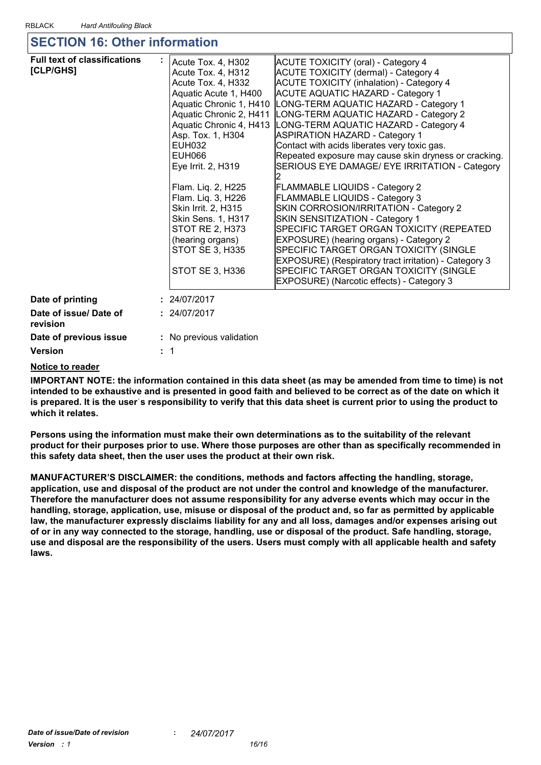## SECTION 16: Other information

**Full text of classifications [CLP/GHS]** :

| | |
|---|---|
| Acute Tox. 4, H302 | ACUTE TOXICITY (oral) - Category 4 |
| Acute Tox. 4, H312 | ACUTE TOXICITY (dermal) - Category 4 |
| Acute Tox. 4, H332 | ACUTE TOXICITY (inhalation) - Category 4 |
| Aquatic Acute 1, H400 | ACUTE AQUATIC HAZARD - Category 1 |
| Aquatic Chronic 1, H410 | LONG-TERM AQUATIC HAZARD - Category 1 |
| Aquatic Chronic 2, H411 | LONG-TERM AQUATIC HAZARD - Category 2 |
| Aquatic Chronic 4, H413 | LONG-TERM AQUATIC HAZARD - Category 4 |
| Asp. Tox. 1, H304 | ASPIRATION HAZARD - Category 1 |
| EUH032 | Contact with acids liberates very toxic gas. |
| EUH066 | Repeated exposure may cause skin dryness or cracking. |
| Eye Irrit. 2, H319 | SERIOUS EYE DAMAGE/ EYE IRRITATION - Category 2 |
| Flam. Liq. 2, H225 | FLAMMABLE LIQUIDS - Category 2 |
| Flam. Liq. 3, H226 | FLAMMABLE LIQUIDS - Category 3 |
| Skin Irrit. 2, H315 | SKIN CORROSION/IRRITATION - Category 2 |
| Skin Sens. 1, H317 | SKIN SENSITIZATION - Category 1 |
| STOT RE 2, H373 (hearing organs) | SPECIFIC TARGET ORGAN TOXICITY (REPEATED EXPOSURE) (hearing organs) - Category 2 |
| STOT SE 3, H335 | SPECIFIC TARGET ORGAN TOXICITY (SINGLE EXPOSURE) (Respiratory tract irritation) - Category 3 |
| STOT SE 3, H336 | SPECIFIC TARGET ORGAN TOXICITY (SINGLE EXPOSURE) (Narcotic effects) - Category 3 |

**Date of printing** : 24/07/2017

**Date of issue/ Date of revision** : 24/07/2017

**Date of previous issue** : No previous validation

**Version** : 1

**Notice to reader**

**IMPORTANT NOTE: the information contained in this data sheet (as may be amended from time to time) is not intended to be exhaustive and is presented in good faith and believed to be correct as of the date on which it is prepared. It is the user's responsibility to verify that this data sheet is current prior to using the product to which it relates.**

**Persons using the information must make their own determinations as to the suitability of the relevant product for their purposes prior to use. Where those purposes are other than as specifically recommended in this safety data sheet, then the user uses the product at their own risk.**

**MANUFACTURER'S DISCLAIMER: the conditions, methods and factors affecting the handling, storage, application, use and disposal of the product are not under the control and knowledge of the manufacturer. Therefore the manufacturer does not assume responsibility for any adverse events which may occur in the handling, storage, application, use, misuse or disposal of the product and, so far as permitted by applicable law, the manufacturer expressly disclaims liability for any and all loss, damages and/or expenses arising out of or in any way connected to the storage, handling, use or disposal of the product. Safe handling, storage, use and disposal are the responsibility of the users. Users must comply with all applicable health and safety laws.**